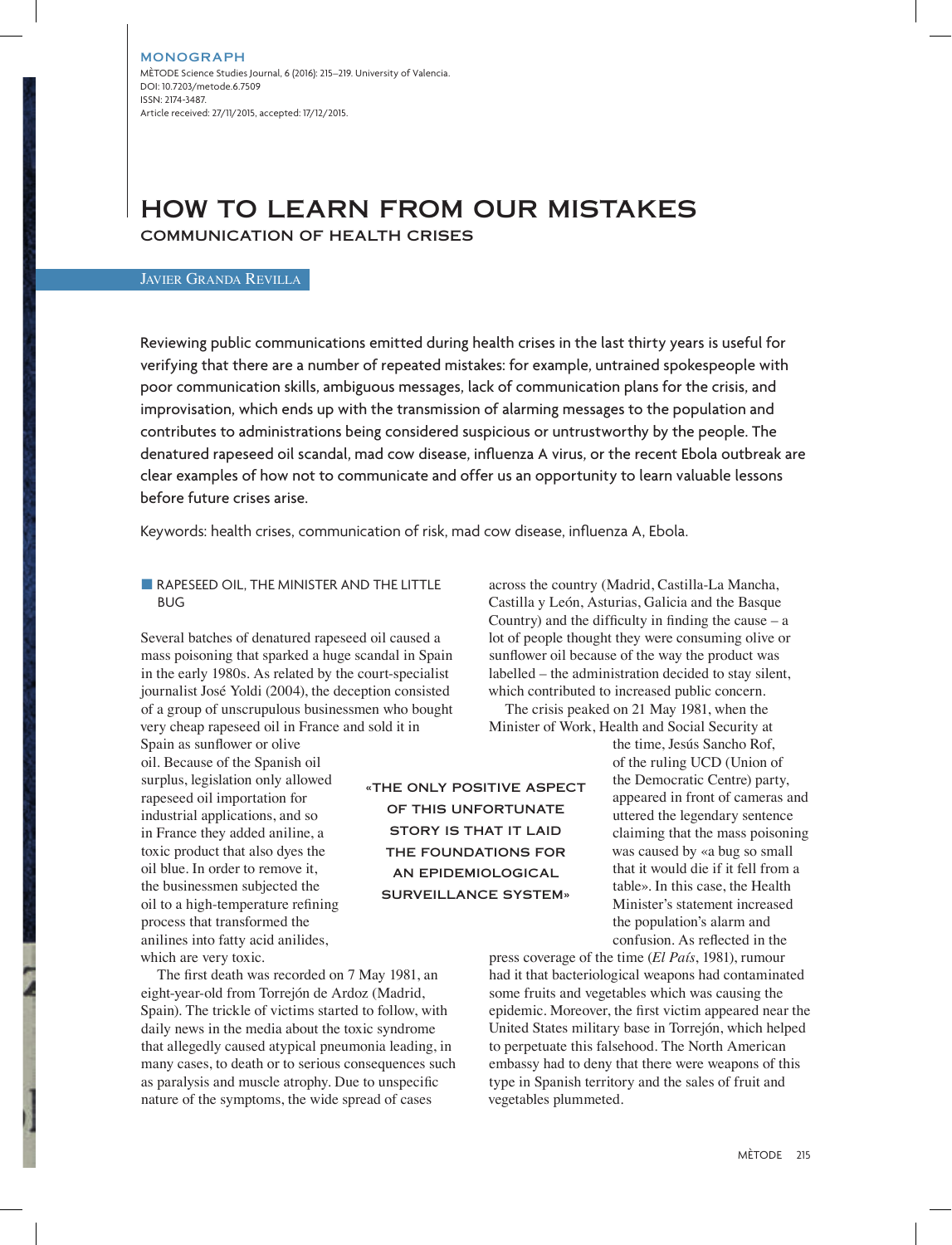MONOGRAPH

MÈTODE Science Studies Journal, 6 (2016): 215–219. University of Valencia.
DOI: 10.7203/metode.6.7509
ISSN: 2174-3487.
Article received: 27/11/2015, accepted: 17/12/2015.

# HOW TO LEARN FROM OUR MISTAKES

## COMMUNICATION OF HEALTH CRISES

Javier Granda Revilla

Reviewing public communications emitted during health crises in the last thirty years is useful for verifying that there are a number of repeated mistakes: for example, untrained spokespeople with poor communication skills, ambiguous messages, lack of communication plans for the crisis, and improvisation, which ends up with the transmission of alarming messages to the population and contributes to administrations being considered suspicious or untrustworthy by the people. The denatured rapeseed oil scandal, mad cow disease, influenza A virus, or the recent Ebola outbreak are clear examples of how not to communicate and offer us an opportunity to learn valuable lessons before future crises arise.

Keywords: health crises, communication of risk, mad cow disease, influenza A, Ebola.

### RAPESEED OIL, THE MINISTER AND THE LITTLE BUG

Several batches of denatured rapeseed oil caused a mass poisoning that sparked a huge scandal in Spain in the early 1980s. As related by the court-specialist journalist José Yoldi (2004), the deception consisted of a group of unscrupulous businessmen who bought very cheap rapeseed oil in France and sold it in Spain as sunflower or olive oil. Because of the Spanish oil surplus, legislation only allowed rapeseed oil importation for industrial applications, and so in France they added aniline, a toxic product that also dyes the oil blue. In order to remove it, the businessmen subjected the oil to a high-temperature refining process that transformed the anilines into fatty acid anilides, which are very toxic.

The first death was recorded on 7 May 1981, an eight-year-old from Torrejón de Ardoz (Madrid, Spain). The trickle of victims started to follow, with daily news in the media about the toxic syndrome that allegedly caused atypical pneumonia leading, in many cases, to death or to serious consequences such as paralysis and muscle atrophy. Due to unspecific nature of the symptoms, the wide spread of cases across the country (Madrid, Castilla-La Mancha, Castilla y León, Asturias, Galicia and the Basque Country) and the difficulty in finding the cause – a lot of people thought they were consuming olive or sunflower oil because of the way the product was labelled – the administration decided to stay silent, which contributed to increased public concern.

The crisis peaked on 21 May 1981, when the Minister of Work, Health and Social Security at the time, Jesús Sancho Rof, of the ruling UCD (Union of the Democratic Centre) party, appeared in front of cameras and uttered the legendary sentence claiming that the mass poisoning was caused by «a bug so small that it would die if it fell from a table». In this case, the Health Minister's statement increased the population's alarm and confusion. As reflected in the press coverage of the time (*El País*, 1981), rumour had it that bacteriological weapons had contaminated some fruits and vegetables which was causing the epidemic. Moreover, the first victim appeared near the United States military base in Torrejón, which helped to perpetuate this falsehood. The North American embassy had to deny that there were weapons of this type in Spanish territory and the sales of fruit and vegetables plummeted.

> «THE ONLY POSITIVE ASPECT OF THIS UNFORTUNATE STORY IS THAT IT LAID THE FOUNDATIONS FOR AN EPIDEMIOLOGICAL SURVEILLANCE SYSTEM»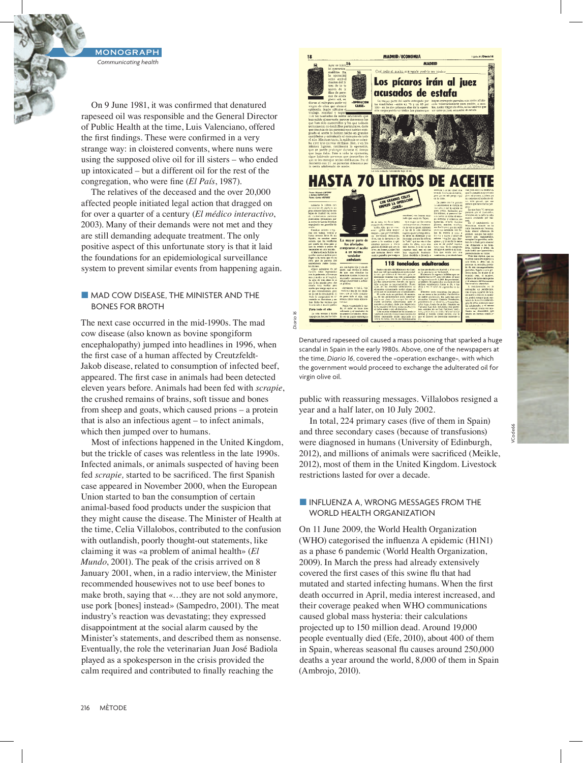On 9 June 1981, it was confirmed that denatured rapeseed oil was responsible and the General Director of Public Health at the time, Luis Valenciano, offered the first findings. These were confirmed in a very strange way: in cloistered convents, where nuns were using the supposed olive oil for ill sisters – who ended up intoxicated – but a different oil for the rest of the congregation, who were fine (*El País*, 1987).

The relatives of the deceased and the over 20,000 affected people initiated legal action that dragged on for over a quarter of a century (*El médico interactivo*, 2003). Many of their demands were not met and they are still demanding adequate treatment. The only positive aspect of this unfortunate story is that it laid the foundations for an epidemiological surveillance system to prevent similar events from happening again.

## MAD COW DISEASE, THE MINISTER AND THE BONES FOR BROTH

The next case occurred in the mid-1990s. The mad cow disease (also known as bovine spongiform encephalopathy) jumped into headlines in 1996, when the first case of a human affected by Creutzfeldt-Jakob disease, related to consumption of infected beef, appeared. The first case in animals had been detected eleven years before. Animals had been fed with *scrapie*, the crushed remains of brains, soft tissue and bones from sheep and goats, which caused prions – a protein that is also an infectious agent – to infect animals, which then jumped over to humans.

Most of infections happened in the United Kingdom, but the trickle of cases was relentless in the late 1990s. Infected animals, or animals suspected of having been fed *scrapie,* started to be sacrificed. The first Spanish case appeared in November 2000, when the European Union started to ban the consumption of certain animal-based food products under the suspicion that they might cause the disease. The Minister of Health at the time, Celia Villalobos, contributed to the confusion with outlandish, poorly thought-out statements, like claiming it was «a problem of animal health» (*El Mundo*, 2001). The peak of the crisis arrived on 8 January 2001, when, in a radio interview, the Minister recommended housewives not to use beef bones to make broth, saying that «…they are not sold anymore, use pork [bones] instead» (Sampedro, 2001). The meat industry's reaction was devastating; they expressed disappointment at the social alarm caused by the Minister's statements, and described them as nonsense. Eventually, the role the veterinarian Juan José Badiola played as a spokesperson in the crisis provided the calm required and contributed to finally reaching the public with reassuring messages. Villalobos resigned a year and a half later, on 10 July 2002.

In total, 224 primary cases (five of them in Spain) and three secondary cases (because of transfusions) were diagnosed in humans (University of Edinburgh, 2012), and millions of animals were sacrificed (Meikle, 2012), most of them in the United Kingdom. Livestock restrictions lasted for over a decade.

Denatured rapeseed oil caused a mass poisoning that sparked a huge scandal in Spain in the early 1980s. Above, one of the newspapers at the time, *Diario 16*, covered the «operation exchange», with which the government would proceed to exchange the adulterated oil for virgin olive oil.

## INFLUENZA A, WRONG MESSAGES FROM THE WORLD HEALTH ORGANIZATION

On 11 June 2009, the World Health Organization (WHO) categorised the influenza A epidemic (H1N1) as a phase 6 pandemic (World Health Organization, 2009). In March the press had already extensively covered the first cases of this swine flu that had mutated and started infecting humans. When the first death occurred in April, media interest increased, and their coverage peaked when WHO communications caused global mass hysteria: their calculations projected up to 150 million dead. Around 19,000 people eventually died (Efe, 2010), about 400 of them in Spain, whereas seasonal flu causes around 250,000 deaths a year around the world, 8,000 of them in Spain (Ambrojo, 2010).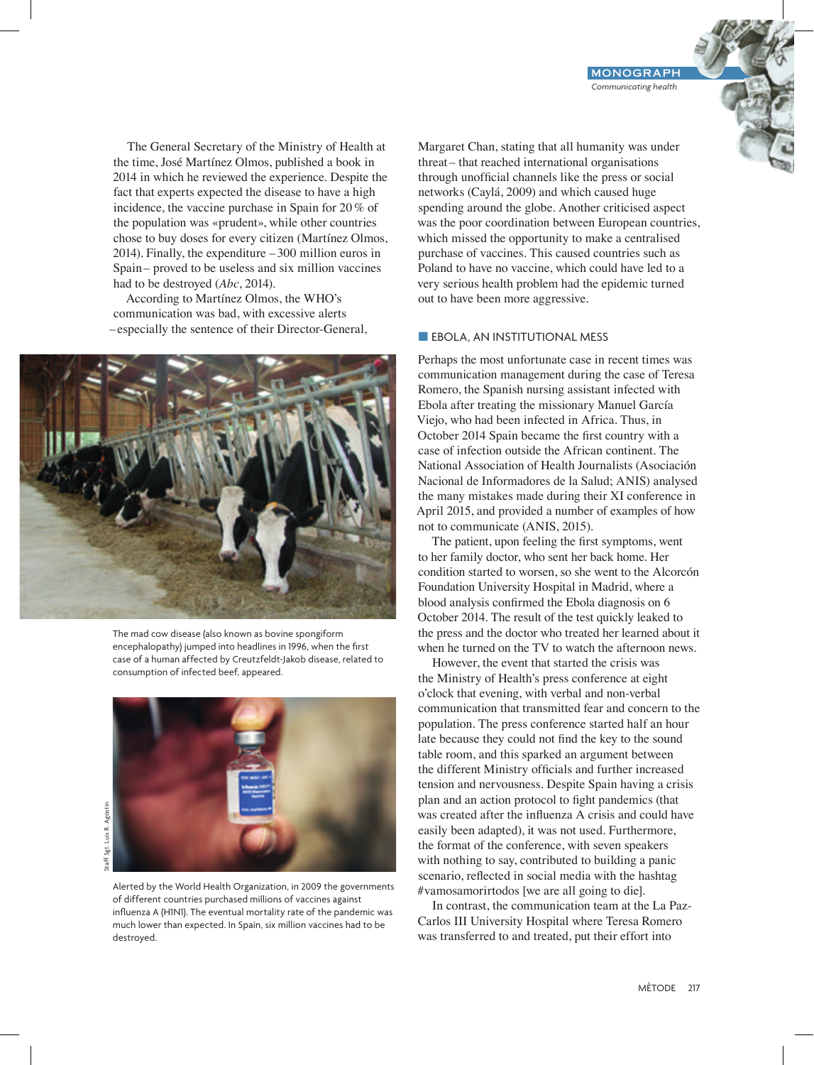The General Secretary of the Ministry of Health at the time, José Martínez Olmos, published a book in 2014 in which he reviewed the experience. Despite the fact that experts expected the disease to have a high incidence, the vaccine purchase in Spain for 20 % of the population was «prudent», while other countries chose to buy doses for every citizen (Martínez Olmos, 2014). Finally, the expenditure – 300 million euros in Spain – proved to be useless and six million vaccines had to be destroyed (*Abc*, 2014).

According to Martínez Olmos, the WHO's communication was bad, with excessive alerts – especially the sentence of their Director-General, Margaret Chan, stating that all humanity was under threat – that reached international organisations through unofficial channels like the press or social networks (Caylá, 2009) and which caused huge spending around the globe. Another criticised aspect was the poor coordination between European countries, which missed the opportunity to make a centralised purchase of vaccines. This caused countries such as Poland to have no vaccine, which could have led to a very serious health problem had the epidemic turned out to have been more aggressive.

The mad cow disease (also known as bovine spongiform encephalopathy) jumped into headlines in 1996, when the first case of a human affected by Creutzfeldt-Jakob disease, related to consumption of infected beef, appeared.

Staff Sgt. Luis R. Agostini

Alerted by the World Health Organization, in 2009 the governments of different countries purchased millions of vaccines against influenza A (H1N1). The eventual mortality rate of the pandemic was much lower than expected. In Spain, six million vaccines had to be destroyed.

## EBOLA, AN INSTITUTIONAL MESS

Perhaps the most unfortunate case in recent times was communication management during the case of Teresa Romero, the Spanish nursing assistant infected with Ebola after treating the missionary Manuel García Viejo, who had been infected in Africa. Thus, in October 2014 Spain became the first country with a case of infection outside the African continent. The National Association of Health Journalists (Asociación Nacional de Informadores de la Salud; ANIS) analysed the many mistakes made during their XI conference in April 2015, and provided a number of examples of how not to communicate (ANIS, 2015).

The patient, upon feeling the first symptoms, went to her family doctor, who sent her back home. Her condition started to worsen, so she went to the Alcorcón Foundation University Hospital in Madrid, where a blood analysis confirmed the Ebola diagnosis on 6 October 2014. The result of the test quickly leaked to the press and the doctor who treated her learned about it when he turned on the TV to watch the afternoon news.

However, the event that started the crisis was the Ministry of Health's press conference at eight o'clock that evening, with verbal and non-verbal communication that transmitted fear and concern to the population. The press conference started half an hour late because they could not find the key to the sound table room, and this sparked an argument between the different Ministry officials and further increased tension and nervousness. Despite Spain having a crisis plan and an action protocol to fight pandemics (that was created after the influenza A crisis and could have easily been adapted), it was not used. Furthermore, the format of the conference, with seven speakers with nothing to say, contributed to building a panic scenario, reflected in social media with the hashtag #vamosamorirtodos [we are all going to die].

In contrast, the communication team at the La Paz-Carlos III University Hospital where Teresa Romero was transferred to and treated, put their effort into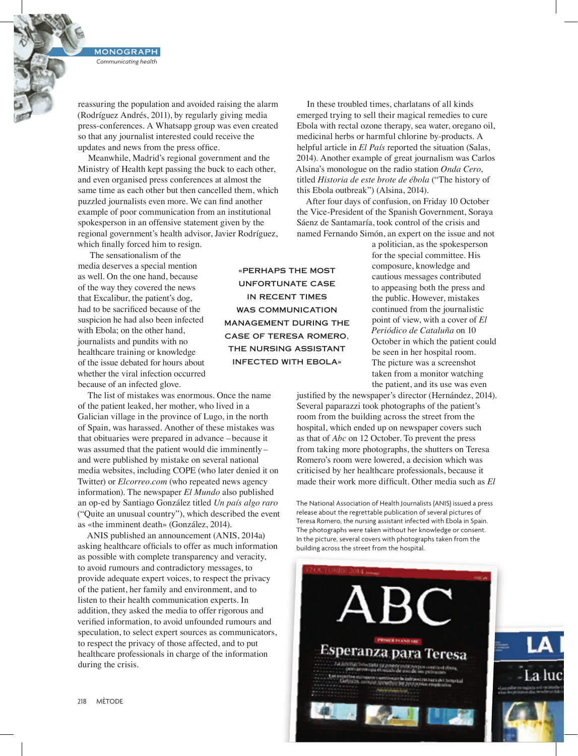reassuring the population and avoided raising the alarm (Rodríguez Andrés, 2011), by regularly giving media press-conferences. A Whatsapp group was even created so that any journalist interested could receive the updates and news from the press office.

Meanwhile, Madrid's regional government and the Ministry of Health kept passing the buck to each other, and even organised press conferences at almost the same time as each other but then cancelled them, which puzzled journalists even more. We can find another example of poor communication from an institutional spokesperson in an offensive statement given by the regional government's health advisor, Javier Rodríguez, which finally forced him to resign.

The sensationalism of the media deserves a special mention as well. On the one hand, because of the way they covered the news that Excalibur, the patient's dog, had to be sacrificed because of the suspicion he had also been infected with Ebola; on the other hand, journalists and pundits with no healthcare training or knowledge of the issue debated for hours about whether the viral infection occurred because of an infected glove.

> «PERHAPS THE MOST UNFORTUNATE CASE IN RECENT TIMES WAS COMMUNICATION MANAGEMENT DURING THE CASE OF TERESA ROMERO, THE NURSING ASSISTANT INFECTED WITH EBOLA»

The list of mistakes was enormous. Once the name of the patient leaked, her mother, who lived in a Galician village in the province of Lugo, in the north of Spain, was harassed. Another of these mistakes was that obituaries were prepared in advance – because it was assumed that the patient would die imminently – and were published by mistake on several national media websites, including COPE (who later denied it on Twitter) or *Elcorreo.com* (who repeated news agency information). The newspaper *El Mundo* also published an op-ed by Santiago González titled *Un país algo raro* ("Quite an unusual country"), which described the event as «the imminent death» (González, 2014).

ANIS published an announcement (ANIS, 2014a) asking healthcare officials to offer as much information as possible with complete transparency and veracity, to avoid rumours and contradictory messages, to provide adequate expert voices, to respect the privacy of the patient, her family and environment, and to listen to their health communication experts. In addition, they asked the media to offer rigorous and verified information, to avoid unfounded rumours and speculation, to select expert sources as communicators, to respect the privacy of those affected, and to put healthcare professionals in charge of the information during the crisis.

In these troubled times, charlatans of all kinds emerged trying to sell their magical remedies to cure Ebola with rectal ozone therapy, sea water, oregano oil, medicinal herbs or harmful chlorine by-products. A helpful article in *El País* reported the situation (Salas, 2014). Another example of great journalism was Carlos Alsina's monologue on the radio station *Onda Cero*, titled *Historia de este brote de ébola* ("The history of this Ebola outbreak") (Alsina, 2014).

After four days of confusion, on Friday 10 October the Vice-President of the Spanish Government, Soraya Sáenz de Santamaría, took control of the crisis and named Fernando Simón, an expert on the issue and not a politician, as the spokesperson for the special committee. His composure, knowledge and cautious messages contributed to appeasing both the press and the public. However, mistakes continued from the journalistic point of view, with a cover of *El Periódico de Cataluña* on 10 October in which the patient could be seen in her hospital room. The picture was a screenshot taken from a monitor watching the patient, and its use was even justified by the newspaper's director (Hernández, 2014). Several paparazzi took photographs of the patient's room from the building across the street from the hospital, which ended up on newspaper covers such as that of *Abc* on 12 October. To prevent the press from taking more photographs, the shutters on Teresa Romero's room were lowered, a decision which was criticised by her healthcare professionals, because it made their work more difficult. Other media such as *El*

The National Association of Health Journalists (ANIS) issued a press release about the regrettable publication of several pictures of Teresa Romero, the nursing assistant infected with Ebola in Spain. The photographs were taken without her knowledge or consent. In the picture, several covers with photographs taken from the building across the street from the hospital.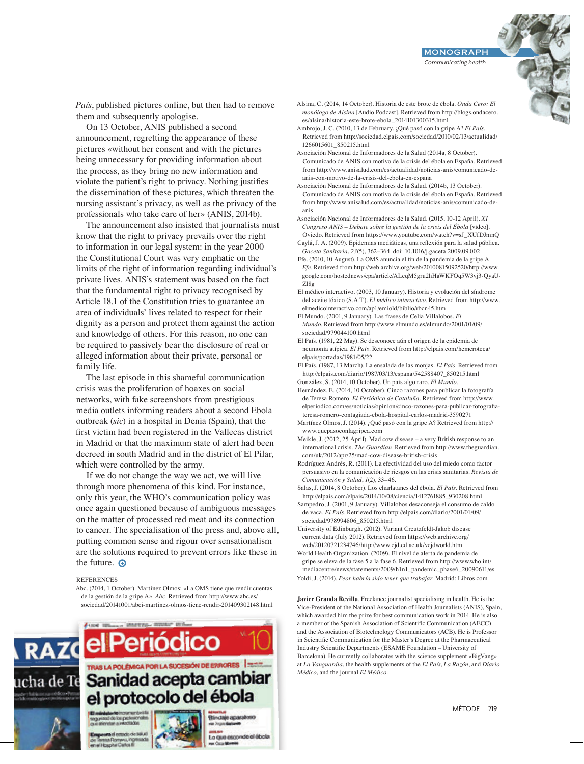*País*, published pictures online, but then had to remove them and subsequently apologise.

On 13 October, ANIS published a second announcement, regretting the appearance of these pictures «without her consent and with the pictures being unnecessary for providing information about the process, as they bring no new information and violate the patient's right to privacy. Nothing justifies the dissemination of these pictures, which threaten the nursing assistant's privacy, as well as the privacy of the professionals who take care of her» (ANIS, 2014b).

The announcement also insisted that journalists must know that the right to privacy prevails over the right to information in our legal system: in the year 2000 the Constitutional Court was very emphatic on the limits of the right of information regarding individual's private lives. ANIS's statement was based on the fact that the fundamental right to privacy recognised by Article 18.1 of the Constitution tries to guarantee an area of individuals' lives related to respect for their dignity as a person and protect them against the action and knowledge of others. For this reason, no one can be required to passively bear the disclosure of real or alleged information about their private, personal or family life.

The last episode in this shameful communication crisis was the proliferation of hoaxes on social networks, with fake screenshots from prestigious media outlets informing readers about a second Ebola outbreak (*sic*) in a hospital in Denia (Spain), that the first victim had been registered in the Vallecas district in Madrid or that the maximum state of alert had been decreed in south Madrid and in the district of El Pilar, which were controlled by the army.

If we do not change the way we act, we will live through more phenomena of this kind. For instance, only this year, the WHO's communication policy was once again questioned because of ambiguous messages on the matter of processed red meat and its connection to cancer. The specialisation of the press and, above all, putting common sense and rigour over sensationalism are the solutions required to prevent errors like these in the future.

REFERENCES

Abc. (2014, 1 October). Martínez Olmos: «La OMS tiene que rendir cuentas de la gestión de la gripe A». *Abc*. Retrieved from http://www.abc.es/sociedad/20141001/abci-martinez-olmos-tiene-rendir-201409302148.html

Alsina, C. (2014, 14 October). Historia de este brote de ébola. *Onda Cero: El monólogo de Alsina* [Audio Podcast]. Retrieved from http://blogs.ondacero.es/alsina/historia-este-brote-ebola_2014101300315.html

Ambrojo, J. C. (2010, 13 de February. ¿Qué pasó con la gripe A? *El País*. Retrieved from http://sociedad.elpais.com/sociedad/2010/02/13/actualidad/1266015601_850215.html

Asociación Nacional de Informadores de la Salud (2014a, 8 October). Comunicado de ANIS con motivo de la crisis del ébola en España. Retrieved from http://www.anisalud.com/es/actualidad/noticias-anis/comunicado-de-anis-con-motivo-de-la-crisis-del-ebola-en-espana

Asociación Nacional de Informadores de la Salud. (2014b, 13 October). Comunicado de ANIS con motivo de la crisis del ébola en España. Retrieved from http://www.anisalud.com/es/actualidad/noticias-anis/comunicado-de-anis

Asociación Nacional de Informadores de la Salud. (2015, 10-12 April). *XI Congreso ANIS – Debate sobre la gestión de la crisis del Ébola* [vídeo]. Oviedo. Retrieved from https://www.youtube.com/watch?v=sJ_XUfDJmnQ

Caylá, J. A. (2009). Epidemias mediáticas, una reflexión para la salud pública. *Gaceta Sanitaria*, *23*(5), 362–364. doi: 10.1016/j.gaceta.2009.09.002

Efe. (2010, 10 August). La OMS anuncia el fin de la pandemia de la gripe A. *Efe*. Retrieved from http://web.archive.org/web/20100815092520/http://www.google.com/hostednews/epa/article/ALeqM5gru2hHaWKFOq5W3vj3-QyaU-Zl8g

El médico interactivo. (2003, 10 January). Historia y evolución del síndrome del aceite tóxico (S.A.T.). *El médico interactivo*. Retrieved from http://www.elmedicointeractivo.com/ap1/emiold/biblio/rbcn45.htm

El Mundo. (2001, 9 January). Las frases de Celia Villalobos. *El Mundo*. Retrieved from http://www.elmundo.es/elmundo/2001/01/09/sociedad/979044100.html

El País. (1981, 22 May). Se desconoce aún el origen de la epidemia de neumonía atípica. *El País*. Retrieved from http://elpais.com/hemeroteca/elpais/portadas/1981/05/22

El País. (1987, 13 March). La ensalada de las monjas. *El País*. Retrieved from http://elpais.com/diario/1987/03/13/espana/542588407_850215.html

González, S. (2014, 10 October). Un país algo raro. *El Mundo*.

Hernández, E. (2014, 10 October). Cinco razones para publicar la fotografía de Teresa Romero. *El Periódico de Cataluña*. Retrieved from http://www.elperiodico.com/es/noticias/opinion/cinco-razones-para-publicar-fotografia-teresa-romero-contagiada-ebola-hospital-carlos-madrid-3590271

Martínez Olmos, J. (2014). ¿Qué pasó con la gripe A? Retrieved from http://www.quepasoconlagripea.com

Meikle, J. (2012, 25 April). Mad cow disease – a very British response to an international crisis. *The Guardian*. Retrieved from http://www.theguardian.com/uk/2012/apr/25/mad-cow-disease-british-crisis

Rodríguez Andrés, R. (2011). La efectividad del uso del miedo como factor persuasivo en la comunicación de riesgos en las crisis sanitarias. *Revista de Comunicación y Salud*, *1*(2), 33–46.

Salas, J. (2014, 8 October). Los charlatanes del ébola. *El País*. Retrieved from http://elpais.com/elpais/2014/10/08/ciencia/1412761885_930208.html

Sampedro, J. (2001, 9 January). Villalobos desaconseja el consumo de caldo de vaca. *El País*. Retrieved from http://elpais.com/diario/2001/01/09/sociedad/978994806_850215.html

University of Edinburgh. (2012). Variant Creutzfeldt-Jakob disease current data (July 2012). Retrieved from https://web.archive.org/web/20120721234746/http://www.cjd.ed.ac.uk/vcjdworld.htm

World Health Organization. (2009). El nivel de alerta de pandemia de gripe se eleva de la fase 5 a la fase 6. Retrieved from http://www.who.int/mediacentre/news/statements/2009/h1n1_pandemic_phase6_20090611/es

Yoldi, J. (2014). *Peor habría sido tener que trabajar*. Madrid: Libros.com

**Javier Granda Revilla**. Freelance journalist specialising in health. He is the Vice-President of the National Association of Health Journalists (ANIS), Spain, which awarded him the prize for best communication work in 2014. He is also a member of the Spanish Association of Scientific Communication (AECC) and the Association of Biotechnology Communicators (ACB). He is Professor in Scientific Communication for the Master's Degree at the Pharmaceutical Industry Scientific Departments (ESAME Foundation – University of Barcelona). He currently collaborates with the science supplement «BigVang» at *La Vanguardia*, the health supplements of the *El País*, *La Razón*, and *Diario Médico*, and the journal *El Médico*.